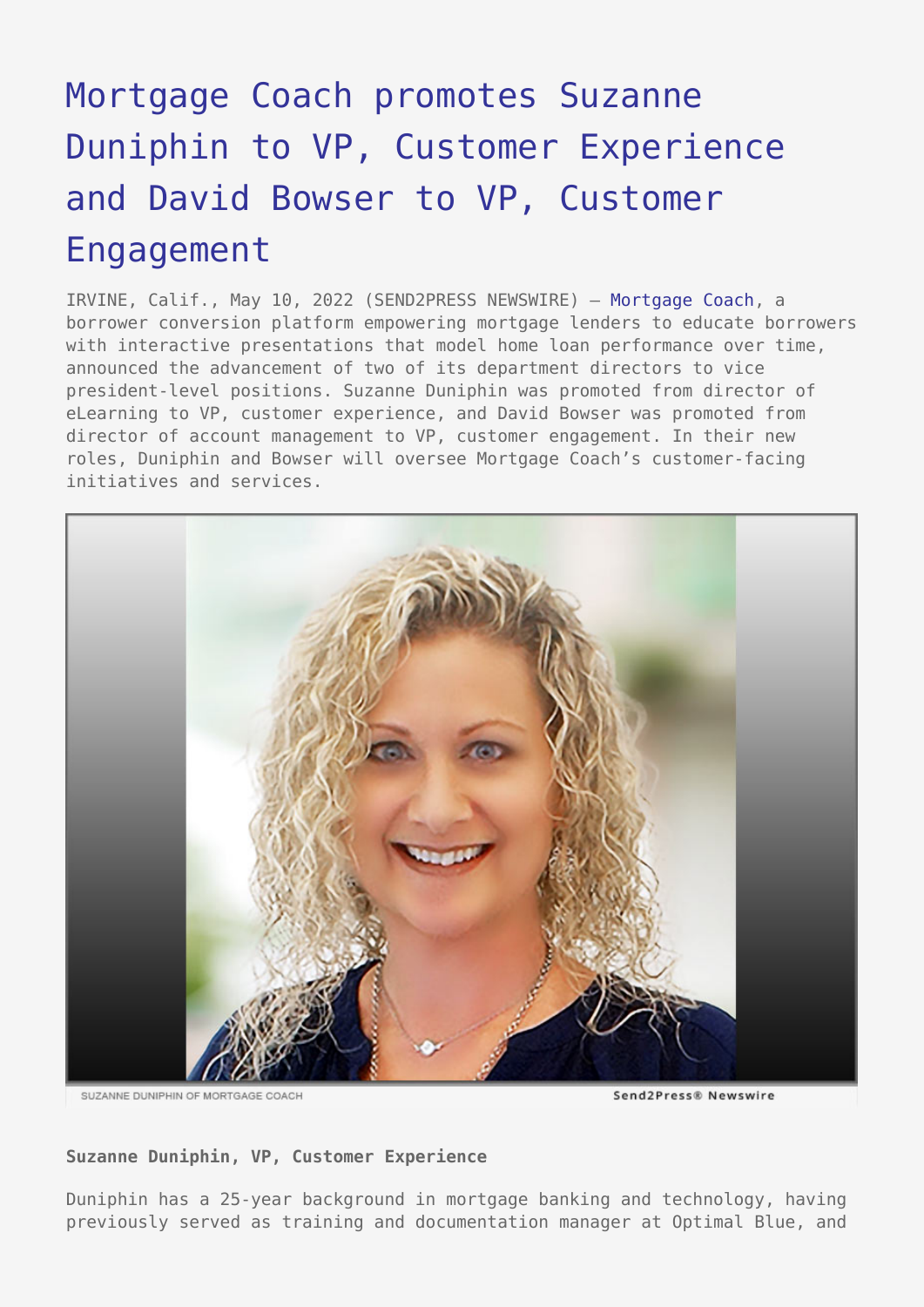# Mortgage Coach promotes Suzanne Duniphin to VP, Customer Experience and David Bowser to VP, Customer Engagement

IRVINE, Calif., May 10, 2022 (SEND2PRESS NEWSWIRE) — Mortgage Coach, a borrower conversion platform empowering mortgage lenders to educate borrowers with interactive presentations that model home loan performance over time, announced the advancement of two of its department directors to vice president-level positions. Suzanne Duniphin was promoted from director of eLearning to VP, customer experience, and David Bowser was promoted from director of account management to VP, customer engagement. In their new roles, Duniphin and Bowser will oversee Mortgage Coach's customer-facing initiatives and services.

SUZANNE DUNIPHIN OF MORTGAGE COACH

**Suzanne Duniphin, VP, Customer Experience**

Duniphin has a 25-year background in mortgage banking and technology, having previously served as training and documentation manager at Optimal Blue, and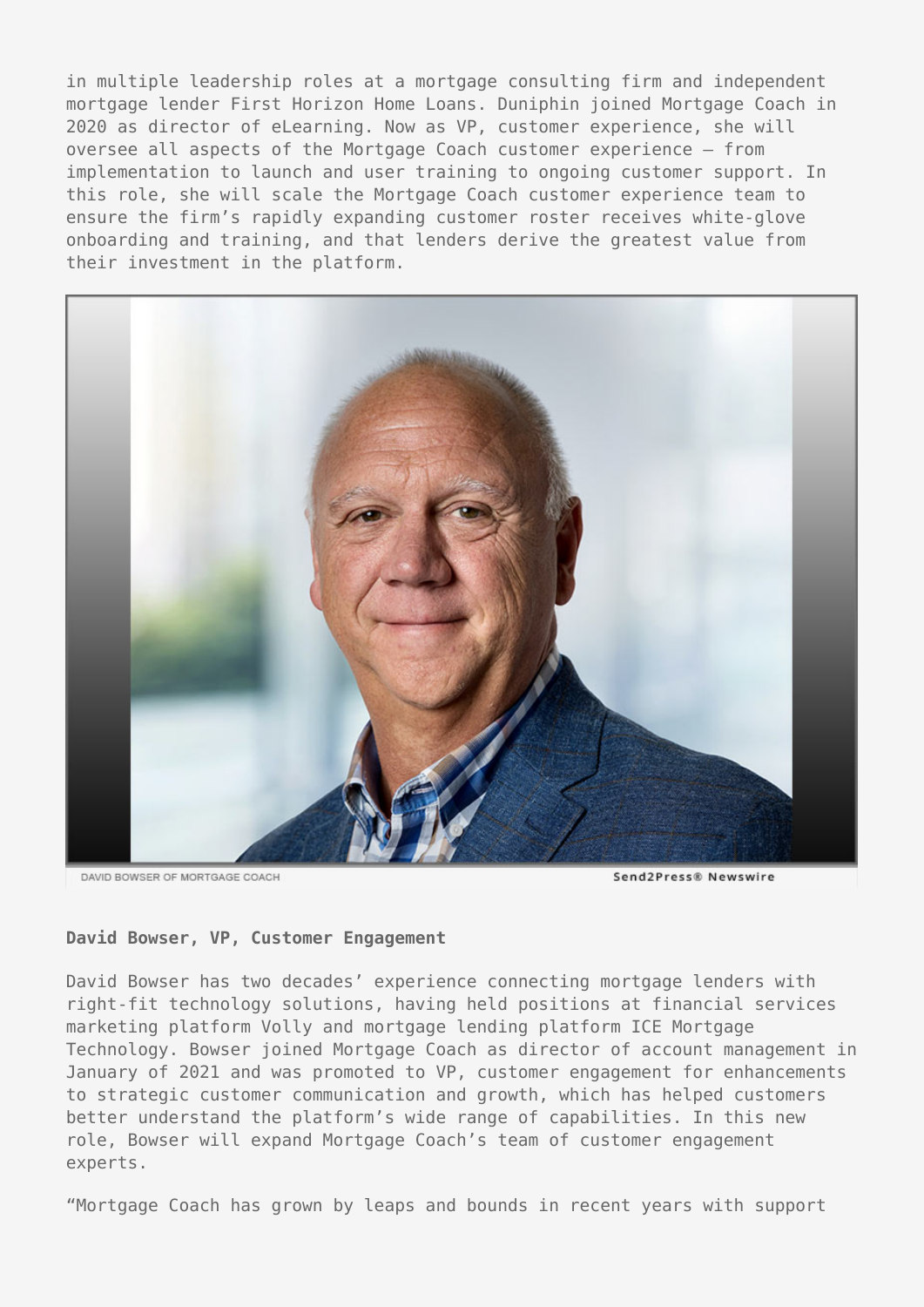in multiple leadership roles at a mortgage consulting firm and independent mortgage lender First Horizon Home Loans. Duniphin joined Mortgage Coach in 2020 as director of eLearning. Now as VP, customer experience, she will oversee all aspects of the Mortgage Coach customer experience – from implementation to launch and user training to ongoing customer support. In this role, she will scale the Mortgage Coach customer experience team to ensure the firm's rapidly expanding customer roster receives white-glove onboarding and training, and that lenders derive the greatest value from their investment in the platform.

DAVID BOWSER OF MORTGAGE COACH

Send2Press® Newswire

**David Bowser, VP, Customer Engagement**

David Bowser has two decades' experience connecting mortgage lenders with right-fit technology solutions, having held positions at financial services marketing platform Volly and mortgage lending platform ICE Mortgage Technology. Bowser joined Mortgage Coach as director of account management in January of 2021 and was promoted to VP, customer engagement for enhancements to strategic customer communication and growth, which has helped customers better understand the platform's wide range of capabilities. In this new role, Bowser will expand Mortgage Coach's team of customer engagement experts.

"Mortgage Coach has grown by leaps and bounds in recent years with support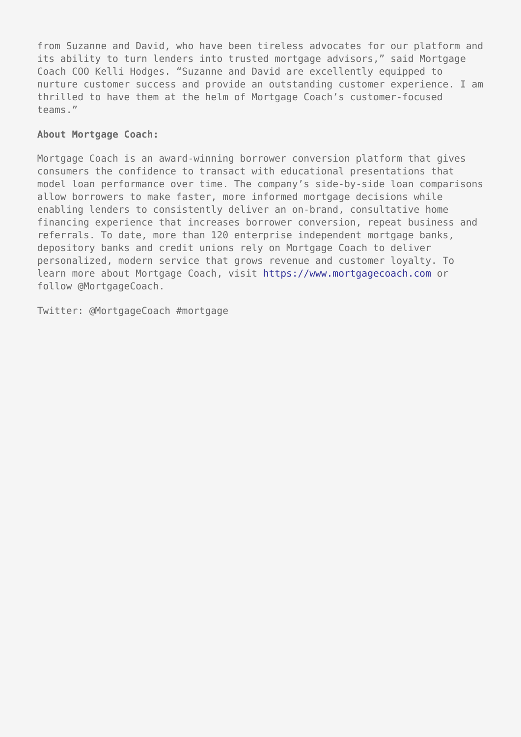from Suzanne and David, who have been tireless advocates for our platform and its ability to turn lenders into trusted mortgage advisors," said Mortgage Coach COO Kelli Hodges. "Suzanne and David are excellently equipped to nurture customer success and provide an outstanding customer experience. I am thrilled to have them at the helm of Mortgage Coach's customer-focused teams."

**About Mortgage Coach:**

Mortgage Coach is an award-winning borrower conversion platform that gives consumers the confidence to transact with educational presentations that model loan performance over time. The company's side-by-side loan comparisons allow borrowers to make faster, more informed mortgage decisions while enabling lenders to consistently deliver an on-brand, consultative home financing experience that increases borrower conversion, repeat business and referrals. To date, more than 120 enterprise independent mortgage banks, depository banks and credit unions rely on Mortgage Coach to deliver personalized, modern service that grows revenue and customer loyalty. To learn more about Mortgage Coach, visit https://www.mortgagecoach.com or follow @MortgageCoach.

Twitter: @MortgageCoach #mortgage